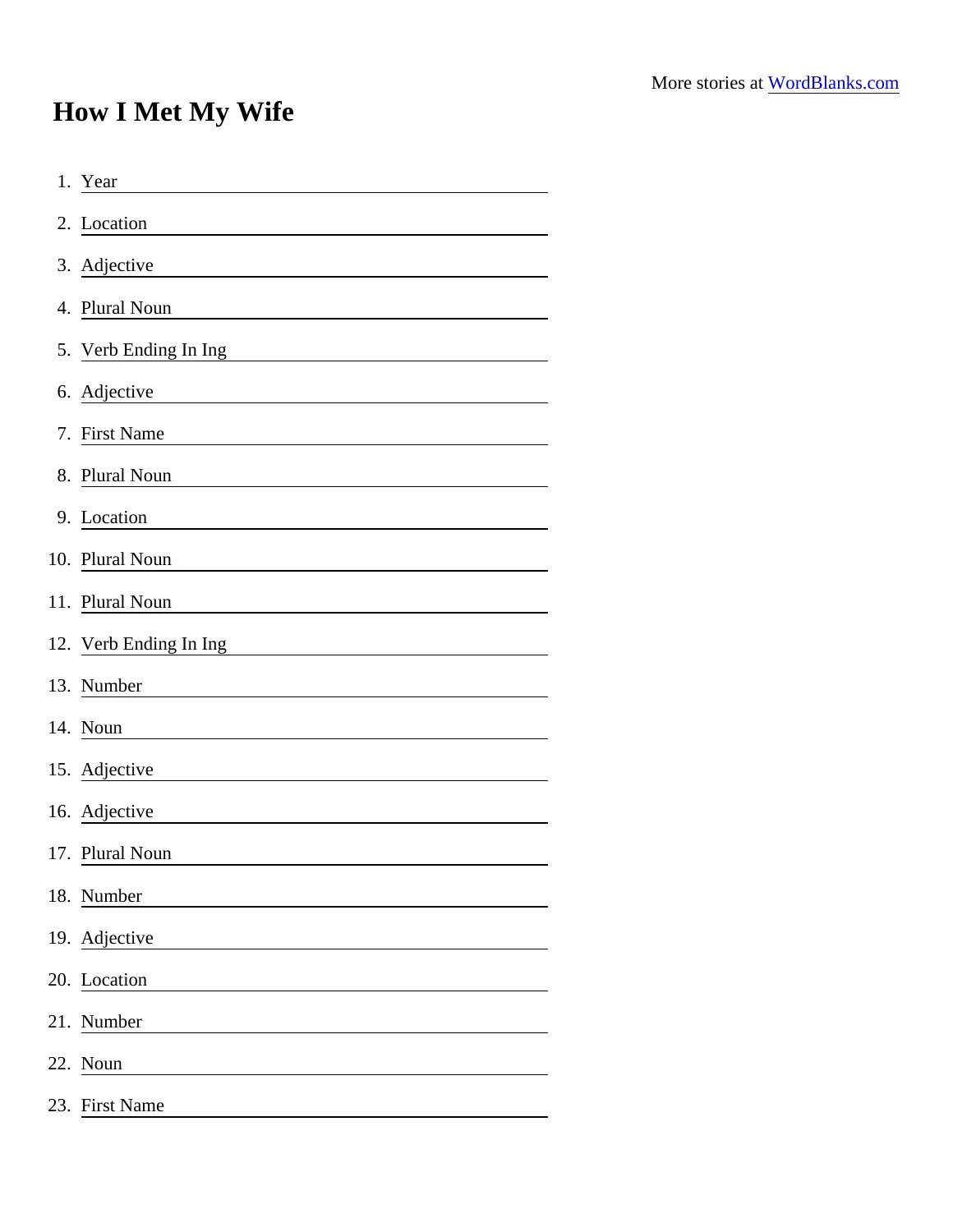More stories at [WordBlanks.com](WordBlanks.com)

# How I Met My Wife

1. Year \_\_\_\_\_\_\_\_\_\_\_\_\_\_\_\_\_\_\_\_
2. Location \_\_\_\_\_\_\_\_\_\_\_\_\_\_\_\_\_\_\_\_
3. Adjective \_\_\_\_\_\_\_\_\_\_\_\_\_\_\_\_\_\_\_\_
4. Plural Noun \_\_\_\_\_\_\_\_\_\_\_\_\_\_\_\_\_\_\_\_
5. Verb Ending In Ing \_\_\_\_\_\_\_\_\_\_\_\_\_\_\_\_\_\_\_\_
6. Adjective \_\_\_\_\_\_\_\_\_\_\_\_\_\_\_\_\_\_\_\_
7. First Name \_\_\_\_\_\_\_\_\_\_\_\_\_\_\_\_\_\_\_\_
8. Plural Noun \_\_\_\_\_\_\_\_\_\_\_\_\_\_\_\_\_\_\_\_
9. Location \_\_\_\_\_\_\_\_\_\_\_\_\_\_\_\_\_\_\_\_
10. Plural Noun \_\_\_\_\_\_\_\_\_\_\_\_\_\_\_\_\_\_\_\_
11. Plural Noun \_\_\_\_\_\_\_\_\_\_\_\_\_\_\_\_\_\_\_\_
12. Verb Ending In Ing \_\_\_\_\_\_\_\_\_\_\_\_\_\_\_\_\_\_\_\_
13. Number \_\_\_\_\_\_\_\_\_\_\_\_\_\_\_\_\_\_\_\_
14. Noun \_\_\_\_\_\_\_\_\_\_\_\_\_\_\_\_\_\_\_\_
15. Adjective \_\_\_\_\_\_\_\_\_\_\_\_\_\_\_\_\_\_\_\_
16. Adjective \_\_\_\_\_\_\_\_\_\_\_\_\_\_\_\_\_\_\_\_
17. Plural Noun \_\_\_\_\_\_\_\_\_\_\_\_\_\_\_\_\_\_\_\_
18. Number \_\_\_\_\_\_\_\_\_\_\_\_\_\_\_\_\_\_\_\_
19. Adjective \_\_\_\_\_\_\_\_\_\_\_\_\_\_\_\_\_\_\_\_
20. Location \_\_\_\_\_\_\_\_\_\_\_\_\_\_\_\_\_\_\_\_
21. Number \_\_\_\_\_\_\_\_\_\_\_\_\_\_\_\_\_\_\_\_
22. Noun \_\_\_\_\_\_\_\_\_\_\_\_\_\_\_\_\_\_\_\_
23. First Name \_\_\_\_\_\_\_\_\_\_\_\_\_\_\_\_\_\_\_\_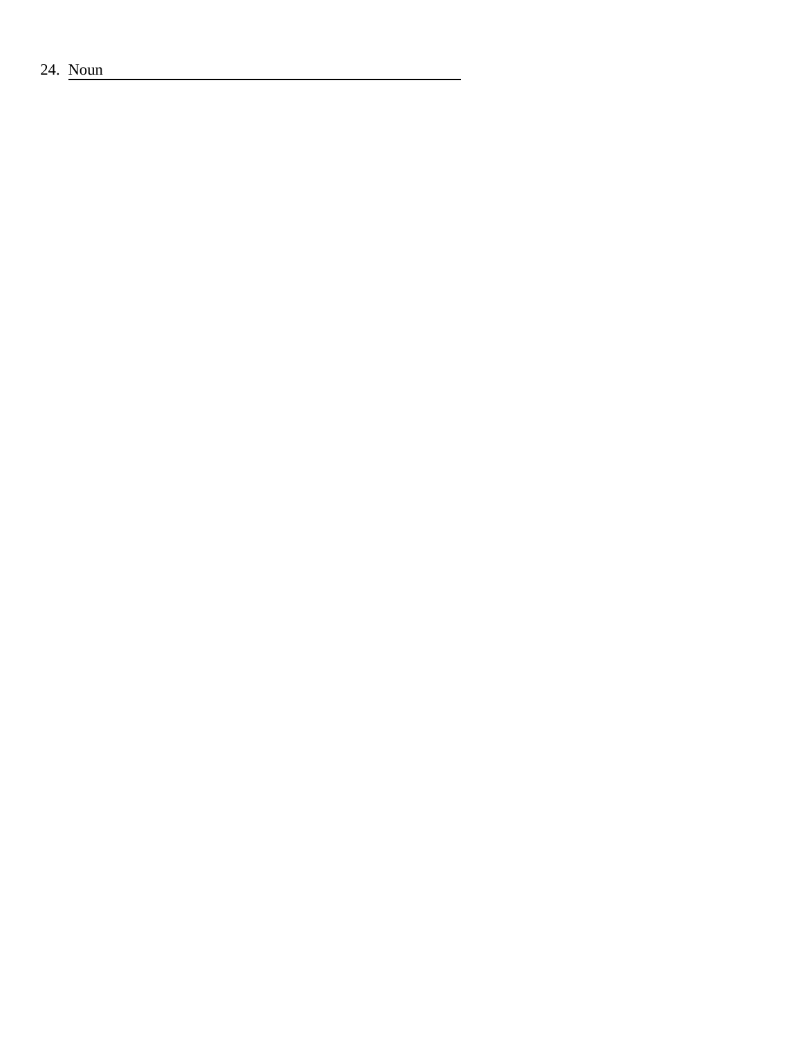24. Noun \_\_\_\_\_\_\_\_\_\_\_\_\_\_\_\_\_\_\_\_\_\_\_\_\_\_\_\_\_\_\_\_\_\_\_\_\_\_\_\_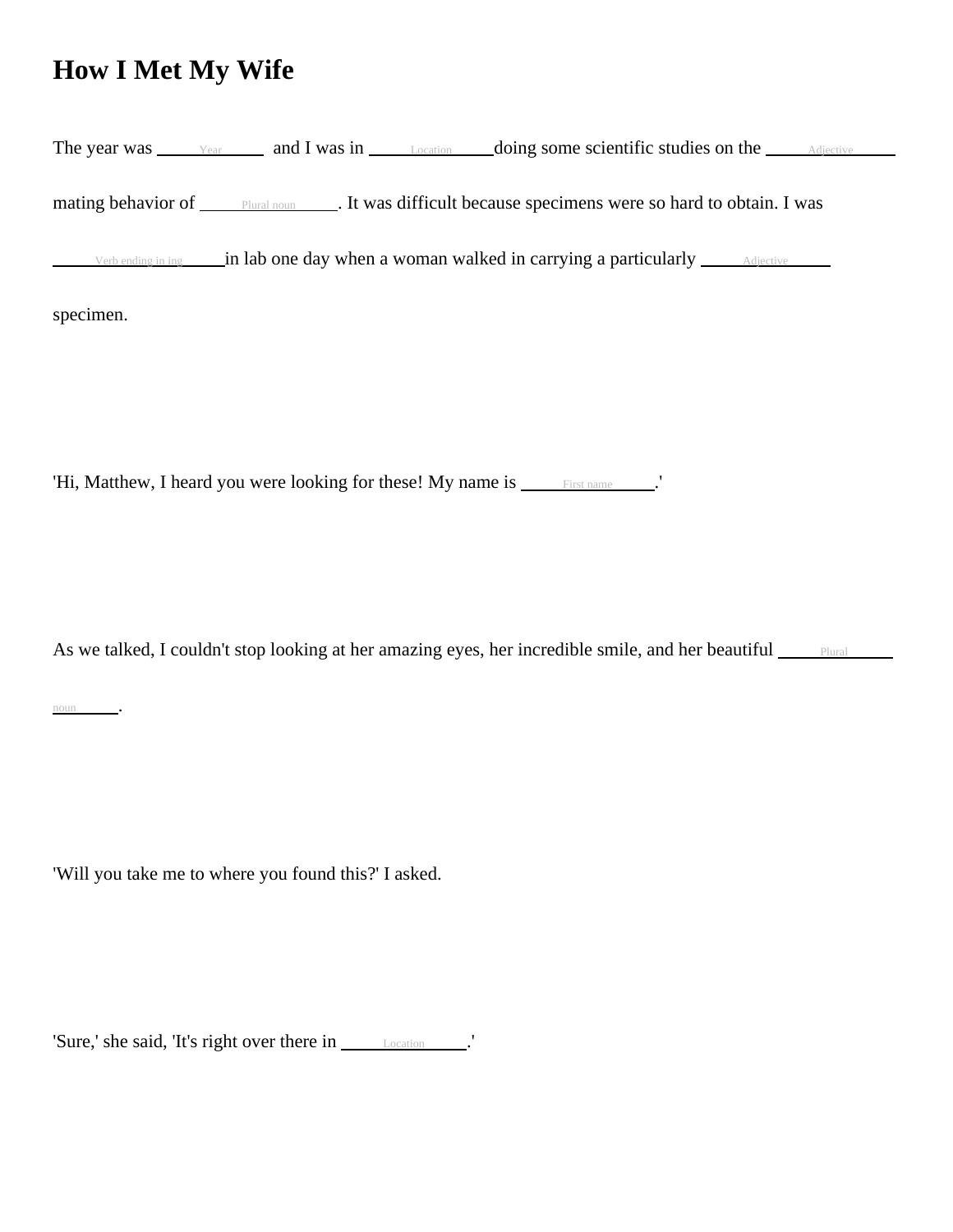# How I Met My Wife

The year was ____Year____ and I was in ____Location____ doing some scientific studies on the ____Adjective____ mating behavior of ____Plural noun____. It was difficult because specimens were so hard to obtain. I was ____Verb ending in ing____ in lab one day when a woman walked in carrying a particularly ____Adjective____ specimen.

'Hi, Matthew, I heard you were looking for these! My name is ____First name____.'

As we talked, I couldn't stop looking at her amazing eyes, her incredible smile, and her beautiful ____Plural noun____.

'Will you take me to where you found this?' I asked.

'Sure,' she said, 'It's right over there in ____Location____.'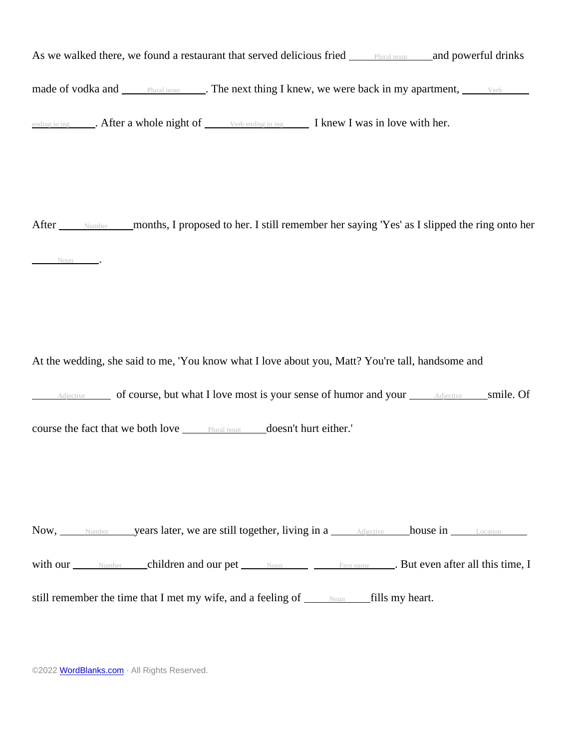As we walked there, we found a restaurant that served delicious fried ______Plural noun______ and powerful drinks made of vodka and ______Plural noun______. The next thing I knew, we were back in my apartment, ______Verb ending in ing______. After a whole night of ______Verb ending in ing______ I knew I was in love with her.

After ______Number______ months, I proposed to her. I still remember her saying 'Yes' as I slipped the ring onto her ______Noun______.

At the wedding, she said to me, 'You know what I love about you, Matt? You're tall, handsome and ______Adjective______ of course, but what I love most is your sense of humor and your ______Adjective______ smile. Of course the fact that we both love ______Plural noun______ doesn't hurt either.'

Now, ______Number______ years later, we are still together, living in a ______Adjective______ house in ______Location______ with our ______Number______ children and our pet ______Noun______ ______First name______. But even after all this time, I still remember the time that I met my wife, and a feeling of ______Noun______ fills my heart.

©2022 WordBlanks.com · All Rights Reserved.